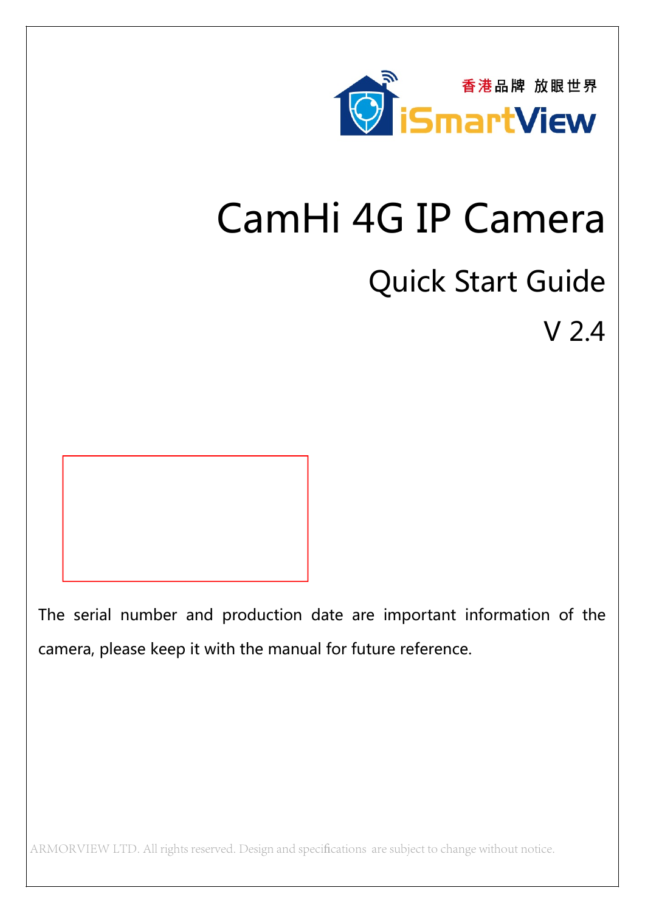香港品牌 放眼世界

iSmartView

# CamHi 4G IP Camera

## Quick Start Guide

V 2.4

The serial number and production date are important information of the camera, please keep it with the manual for future reference.

ARMORVIEW LTD. All rights reserved. Design and specifications are subject to change without notice.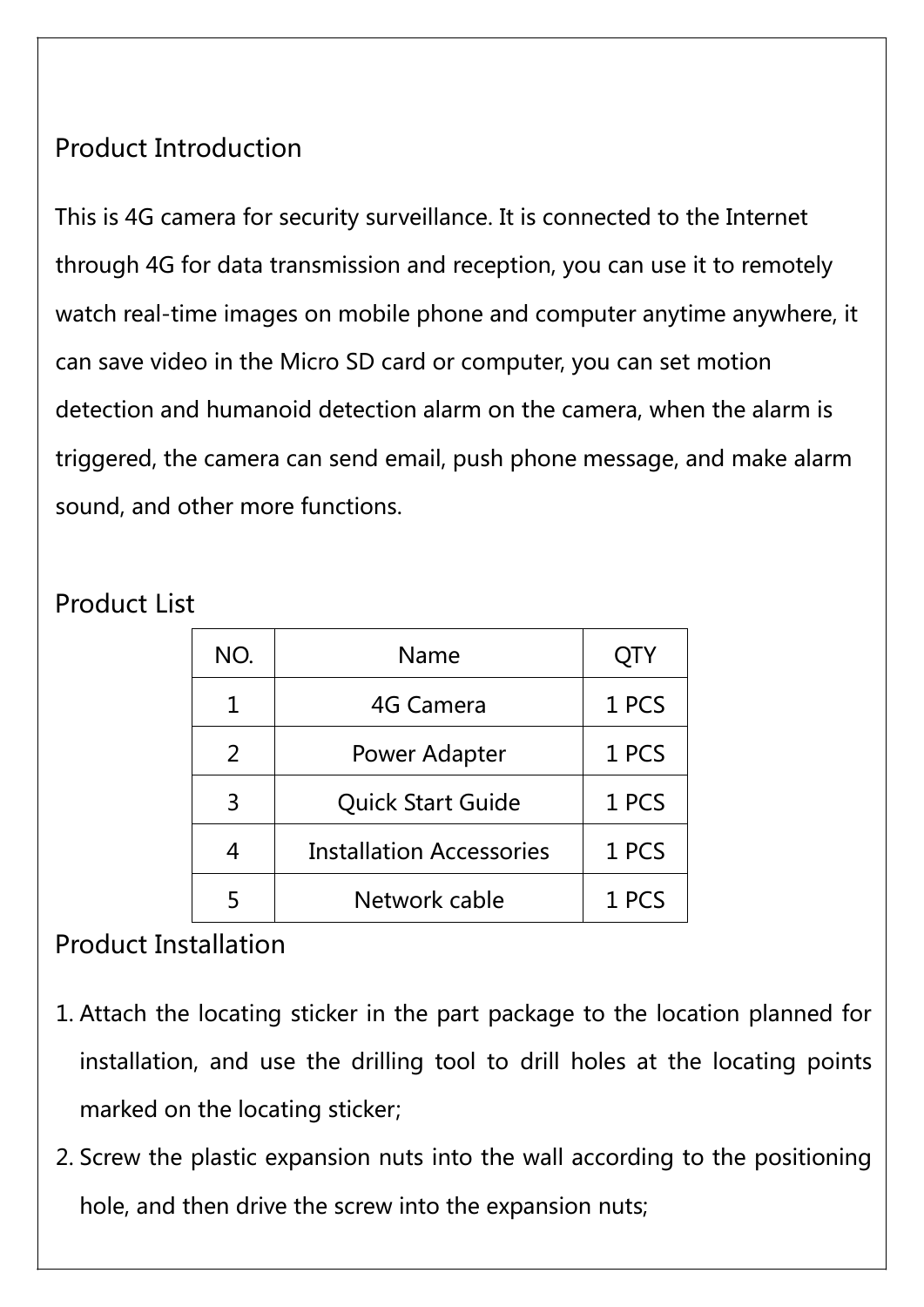## Product Introduction

This is 4G camera for security surveillance. It is connected to the Internet through 4G for data transmission and reception, you can use it to remotely watch real-time images on mobile phone and computer anytime anywhere, it can save video in the Micro SD card or computer, you can set motion detection and humanoid detection alarm on the camera, when the alarm is triggered, the camera can send email, push phone message, and make alarm sound, and other more functions.

## Product List

| NO. | Name | QTY |
|---|---|---|
| 1 | 4G Camera | 1 PCS |
| 2 | Power Adapter | 1 PCS |
| 3 | Quick Start Guide | 1 PCS |
| 4 | Installation Accessories | 1 PCS |
| 5 | Network cable | 1 PCS |

## Product Installation

1. Attach the locating sticker in the part package to the location planned for installation, and use the drilling tool to drill holes at the locating points marked on the locating sticker;
2. Screw the plastic expansion nuts into the wall according to the positioning hole, and then drive the screw into the expansion nuts;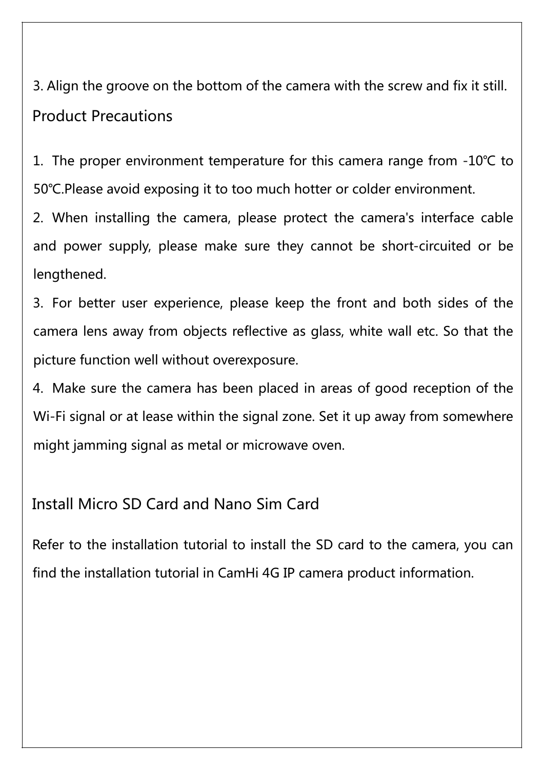3. Align the groove on the bottom of the camera with the screw and fix it still.

## Product Precautions

1. The proper environment temperature for this camera range from -10℃ to 50℃.Please avoid exposing it to too much hotter or colder environment.
2. When installing the camera, please protect the camera's interface cable and power supply, please make sure they cannot be short-circuited or be lengthened.
3. For better user experience, please keep the front and both sides of the camera lens away from objects reflective as glass, white wall etc. So that the picture function well without overexposure.
4. Make sure the camera has been placed in areas of good reception of the Wi-Fi signal or at lease within the signal zone. Set it up away from somewhere might jamming signal as metal or microwave oven.

## Install Micro SD Card and Nano Sim Card

Refer to the installation tutorial to install the SD card to the camera, you can find the installation tutorial in CamHi 4G IP camera product information.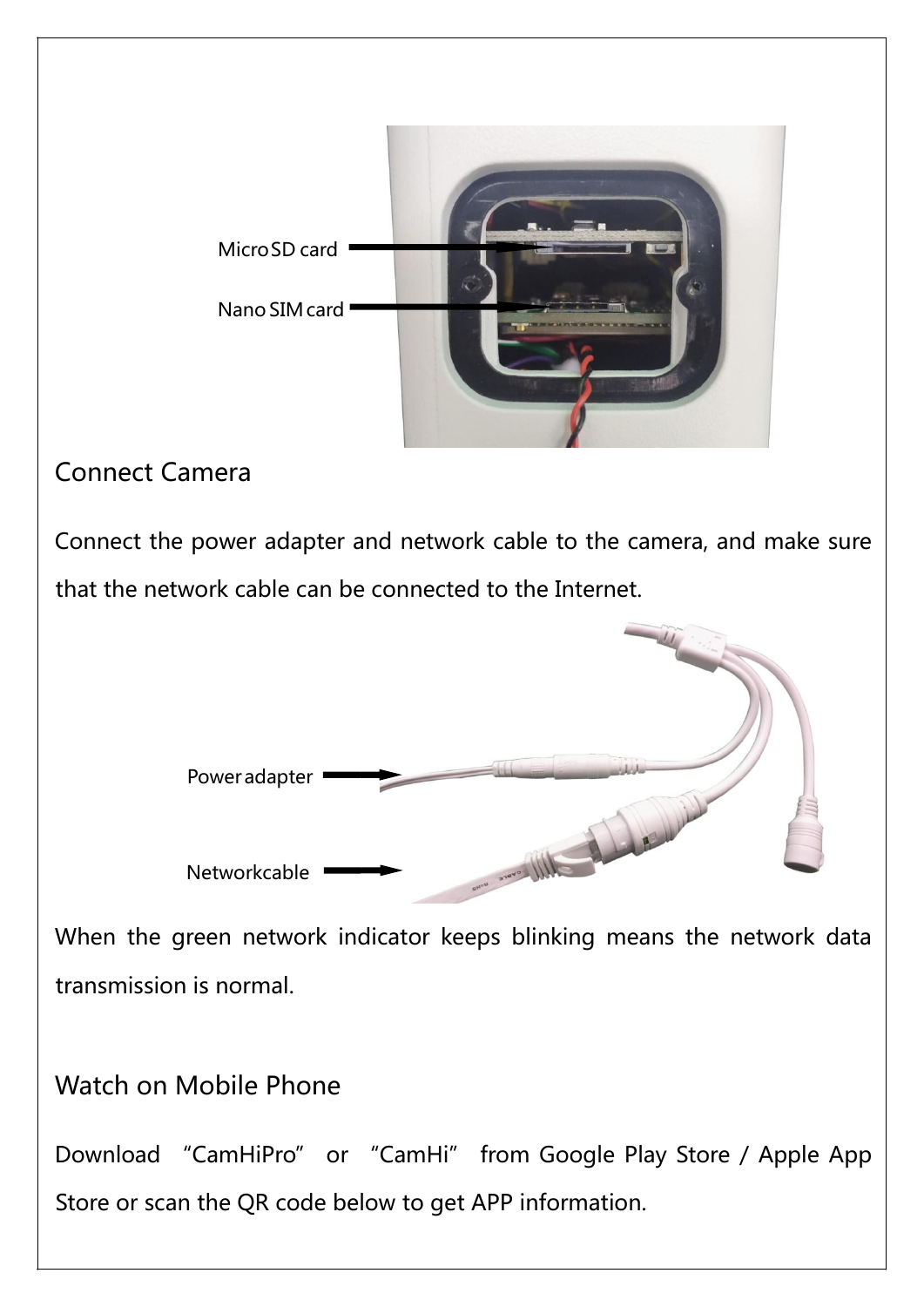Micro SD card

Nano SIM card

## Connect Camera

Connect the power adapter and network cable to the camera, and make sure that the network cable can be connected to the Internet.

Power adapter

Networkcable

When the green network indicator keeps blinking means the network data transmission is normal.

## Watch on Mobile Phone

Download "CamHiPro" or "CamHi" from Google Play Store / Apple App Store or scan the QR code below to get APP information.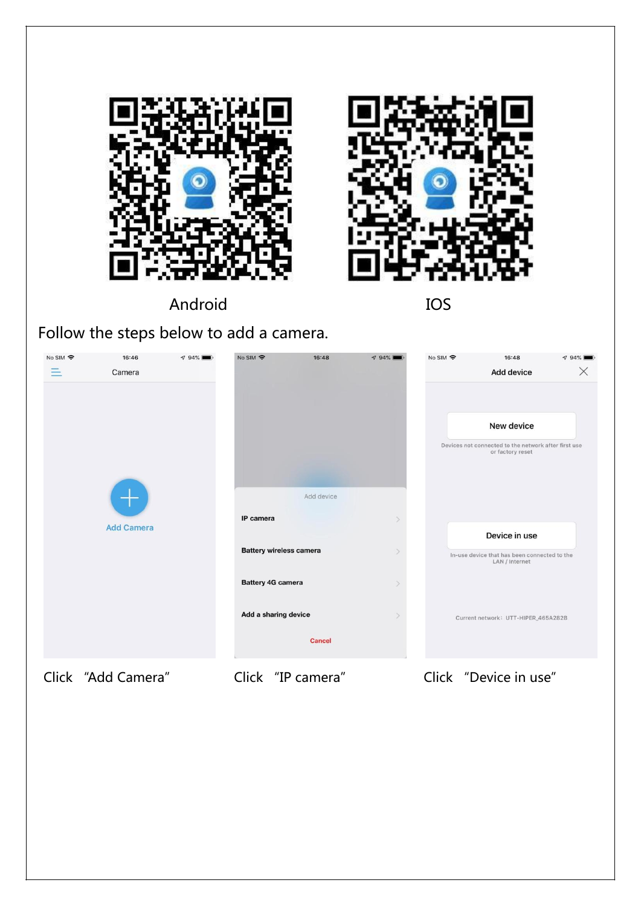Android

IOS

Follow the steps below to add a camera.

Click "Add Camera"

Click "IP camera"

Click "Device in use"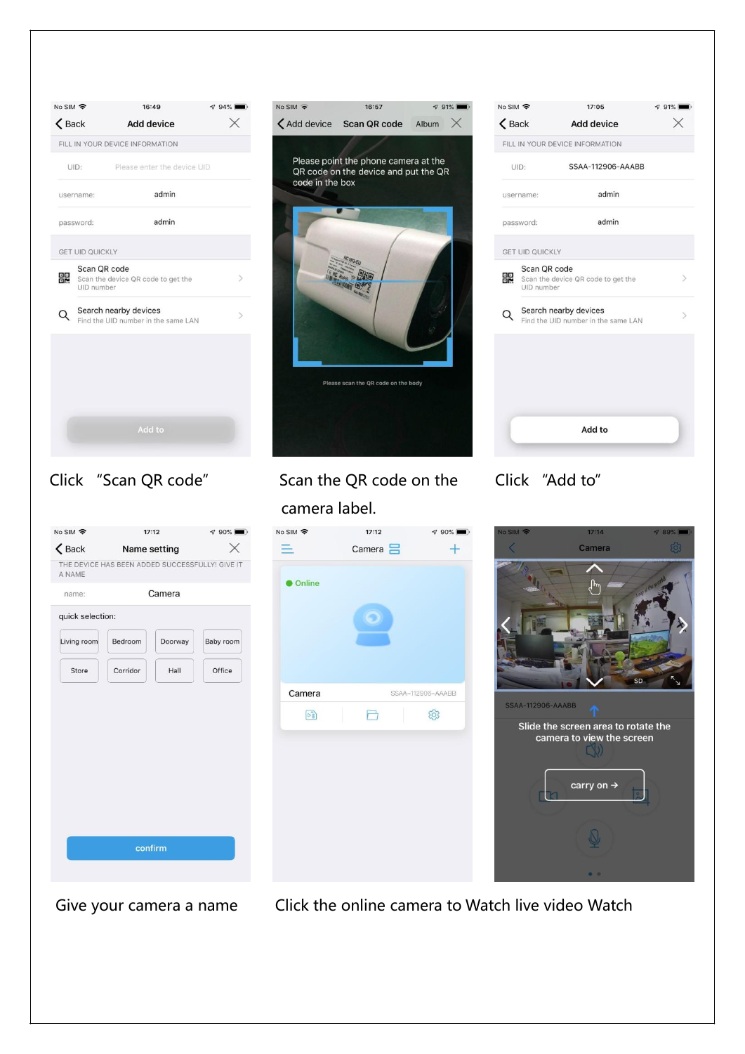Click "Scan QR code"

Scan the QR code on the camera label.

Click "Add to"

Give your camera a name

Click the online camera to Watch live video Watch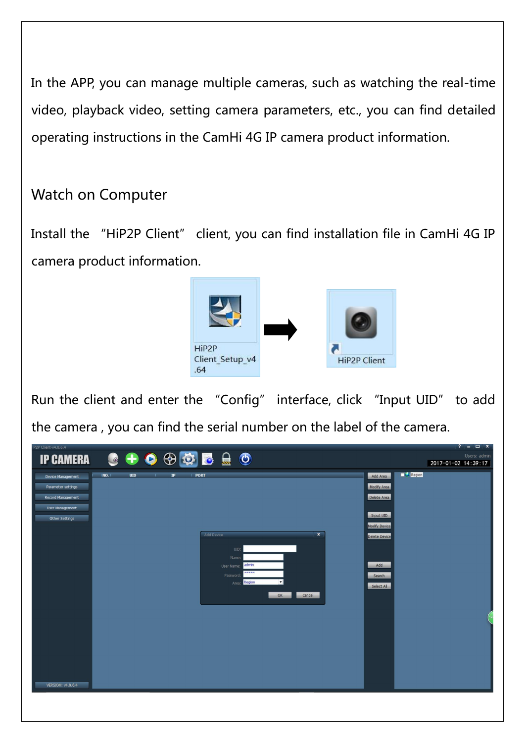In the APP, you can manage multiple cameras, such as watching the real-time video, playback video, setting camera parameters, etc., you can find detailed operating instructions in the CamHi 4G IP camera product information.

## Watch on Computer

Install the "HiP2P Client" client, you can find installation file in CamHi 4G IP camera product information.

Run the client and enter the "Config" interface, click "Input UID" to add the camera , you can find the serial number on the label of the camera.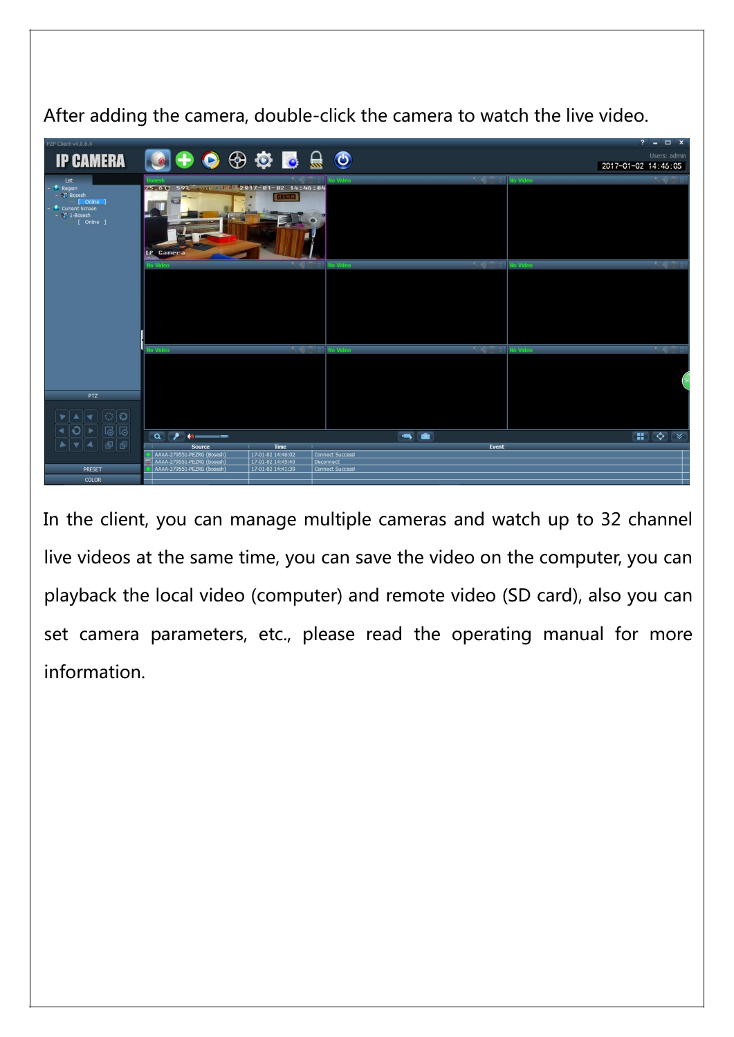After adding the camera, double-click the camera to watch the live video.

In the client, you can manage multiple cameras and watch up to 32 channel live videos at the same time, you can save the video on the computer, you can playback the local video (computer) and remote video (SD card), also you can set camera parameters, etc., please read the operating manual for more information.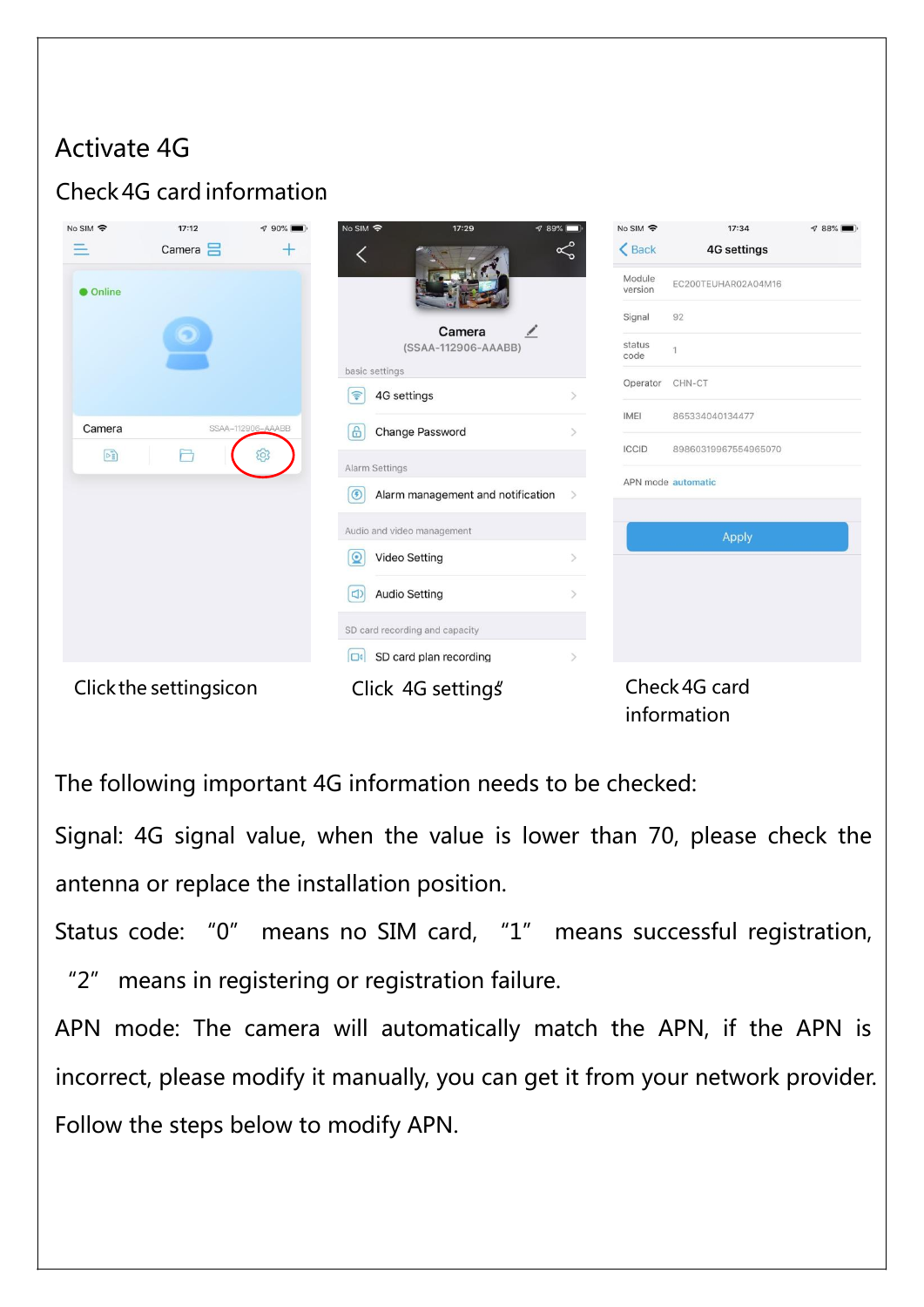# Activate 4G

## Check 4G card information

Click the settings icon

Click 4G settings

Check 4G card information

The following important 4G information needs to be checked:

Signal: 4G signal value, when the value is lower than 70, please check the antenna or replace the installation position.

Status code: "0" means no SIM card, "1" means successful registration, "2" means in registering or registration failure.

APN mode: The camera will automatically match the APN, if the APN is incorrect, please modify it manually, you can get it from your network provider.

Follow the steps below to modify APN.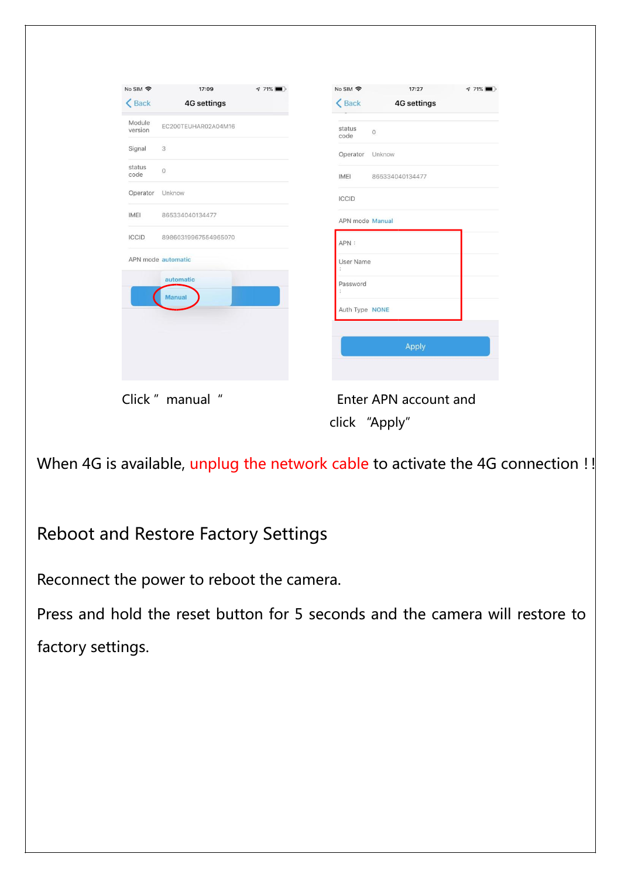Click ” manual “

Enter APN account and click “Apply”

When 4G is available, unplug the network cable to activate the 4G connection !!

## Reboot and Restore Factory Settings

Reconnect the power to reboot the camera.

Press and hold the reset button for 5 seconds and the camera will restore to factory settings.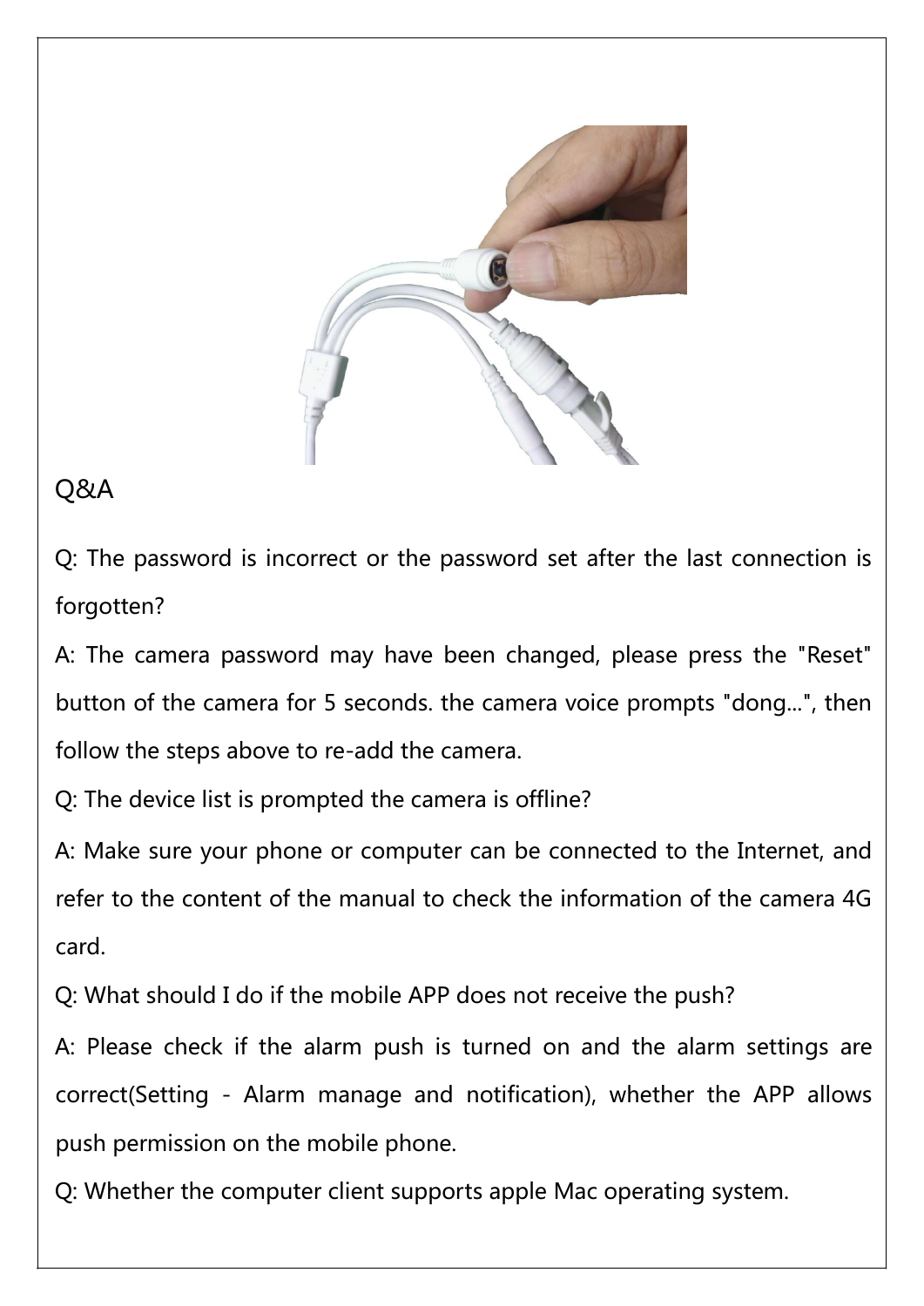## Q&A

Q: The password is incorrect or the password set after the last connection is forgotten?

A: The camera password may have been changed, please press the "Reset" button of the camera for 5 seconds. the camera voice prompts "dong...", then follow the steps above to re-add the camera.

Q: The device list is prompted the camera is offline?

A: Make sure your phone or computer can be connected to the Internet, and refer to the content of the manual to check the information of the camera 4G card.

Q: What should I do if the mobile APP does not receive the push?

A: Please check if the alarm push is turned on and the alarm settings are correct(Setting - Alarm manage and notification), whether the APP allows push permission on the mobile phone.

Q: Whether the computer client supports apple Mac operating system.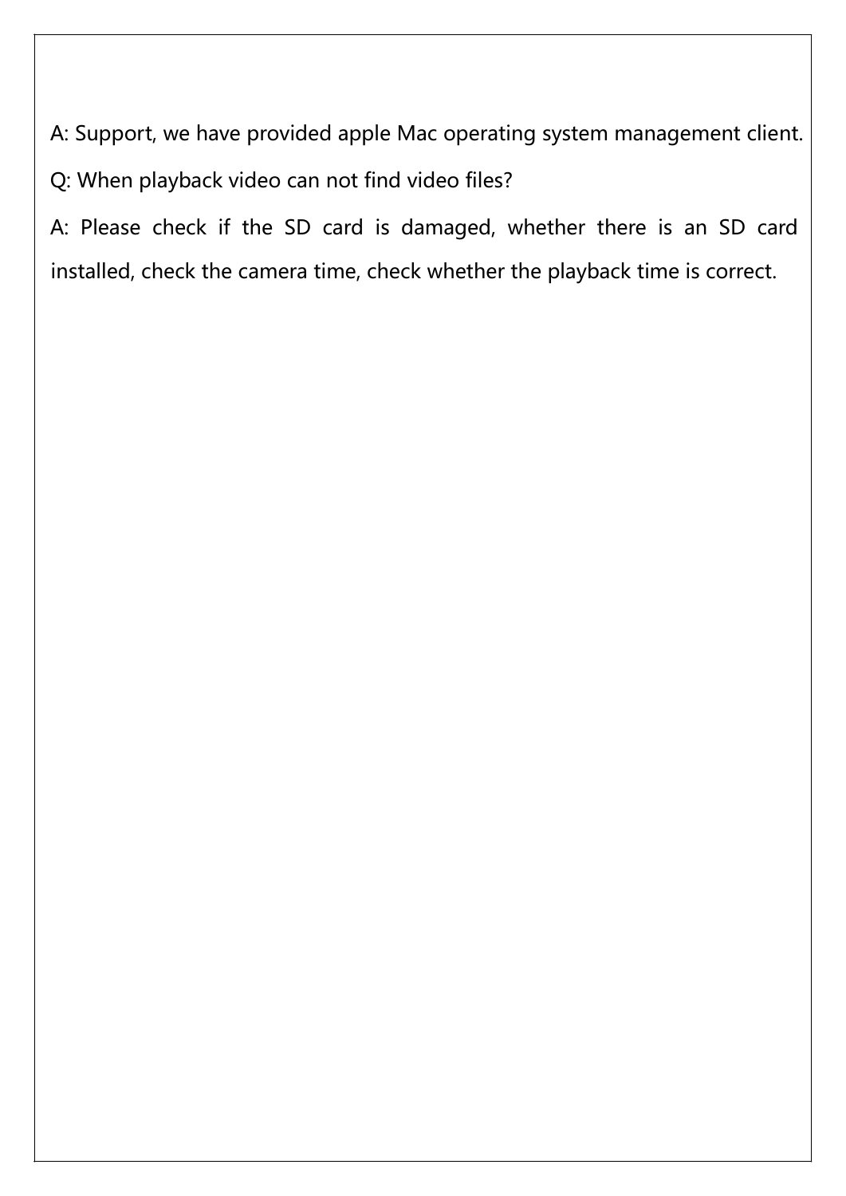A: Support, we have provided apple Mac operating system management client.

Q: When playback video can not find video files?

A: Please check if the SD card is damaged, whether there is an SD card installed, check the camera time, check whether the playback time is correct.